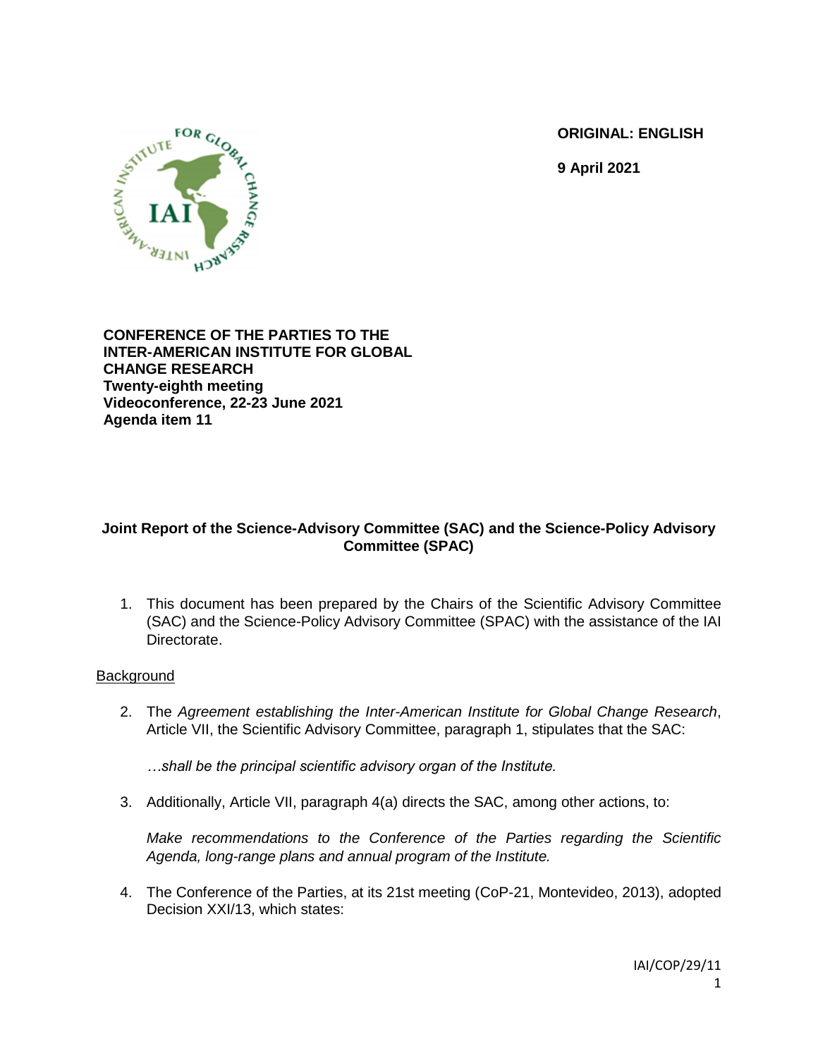**ORIGINAL: ENGLISH**

**9 April 2021**

**CONFERENCE OF THE PARTIES TO THE INTER-AMERICAN INSTITUTE FOR GLOBAL CHANGE RESEARCH**
**Twenty-eighth meeting**
**Videoconference, 22-23 June 2021**
**Agenda item 11**

# Joint Report of the Science-Advisory Committee (SAC) and the Science-Policy Advisory Committee (SPAC)

1. This document has been prepared by the Chairs of the Scientific Advisory Committee (SAC) and the Science-Policy Advisory Committee (SPAC) with the assistance of the IAI Directorate.

## Background

2. The *Agreement establishing the Inter-American Institute for Global Change Research*, Article VII, the Scientific Advisory Committee, paragraph 1, stipulates that the SAC:

   *…shall be the principal scientific advisory organ of the Institute.*

3. Additionally, Article VII, paragraph 4(a) directs the SAC, among other actions, to:

   *Make recommendations to the Conference of the Parties regarding the Scientific Agenda, long-range plans and annual program of the Institute.*

4. The Conference of the Parties, at its 21st meeting (CoP-21, Montevideo, 2013), adopted Decision XXI/13, which states: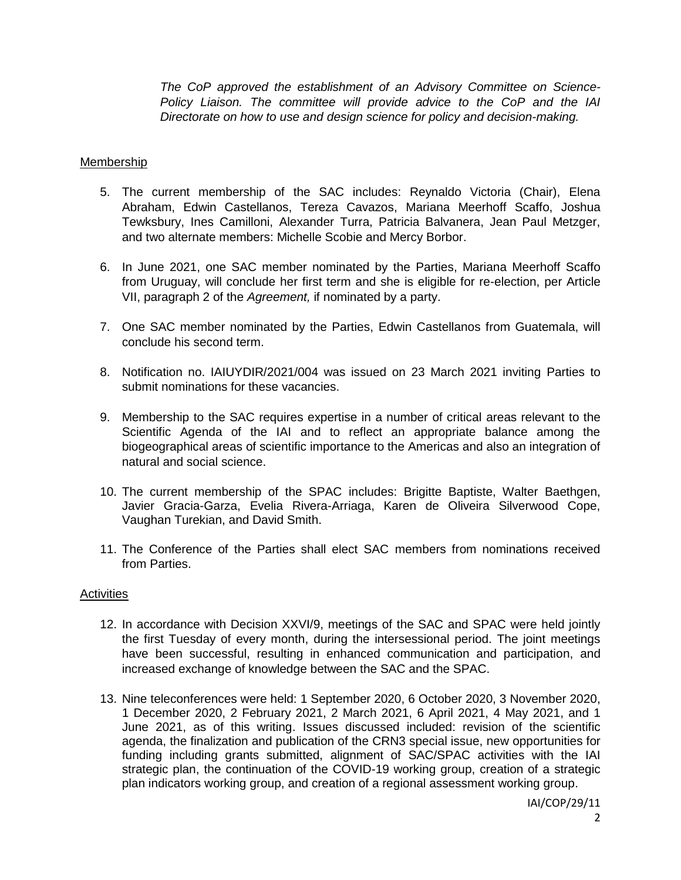*The CoP approved the establishment of an Advisory Committee on Science-Policy Liaison. The committee will provide advice to the CoP and the IAI Directorate on how to use and design science for policy and decision-making.*

## Membership

5. The current membership of the SAC includes: Reynaldo Victoria (Chair), Elena Abraham, Edwin Castellanos, Tereza Cavazos, Mariana Meerhoff Scaffo, Joshua Tewksbury, Ines Camilloni, Alexander Turra, Patricia Balvanera, Jean Paul Metzger, and two alternate members: Michelle Scobie and Mercy Borbor.

6. In June 2021, one SAC member nominated by the Parties, Mariana Meerhoff Scaffo from Uruguay, will conclude her first term and she is eligible for re-election, per Article VII, paragraph 2 of the *Agreement,* if nominated by a party.

7. One SAC member nominated by the Parties, Edwin Castellanos from Guatemala, will conclude his second term.

8. Notification no. IAIUYDIR/2021/004 was issued on 23 March 2021 inviting Parties to submit nominations for these vacancies.

9. Membership to the SAC requires expertise in a number of critical areas relevant to the Scientific Agenda of the IAI and to reflect an appropriate balance among the biogeographical areas of scientific importance to the Americas and also an integration of natural and social science.

10. The current membership of the SPAC includes: Brigitte Baptiste, Walter Baethgen, Javier Gracia-Garza, Evelia Rivera-Arriaga, Karen de Oliveira Silverwood Cope, Vaughan Turekian, and David Smith.

11. The Conference of the Parties shall elect SAC members from nominations received from Parties.

## Activities

12. In accordance with Decision XXVI/9, meetings of the SAC and SPAC were held jointly the first Tuesday of every month, during the intersessional period. The joint meetings have been successful, resulting in enhanced communication and participation, and increased exchange of knowledge between the SAC and the SPAC.

13. Nine teleconferences were held: 1 September 2020, 6 October 2020, 3 November 2020, 1 December 2020, 2 February 2021, 2 March 2021, 6 April 2021, 4 May 2021, and 1 June 2021, as of this writing. Issues discussed included: revision of the scientific agenda, the finalization and publication of the CRN3 special issue, new opportunities for funding including grants submitted, alignment of SAC/SPAC activities with the IAI strategic plan, the continuation of the COVID-19 working group, creation of a strategic plan indicators working group, and creation of a regional assessment working group.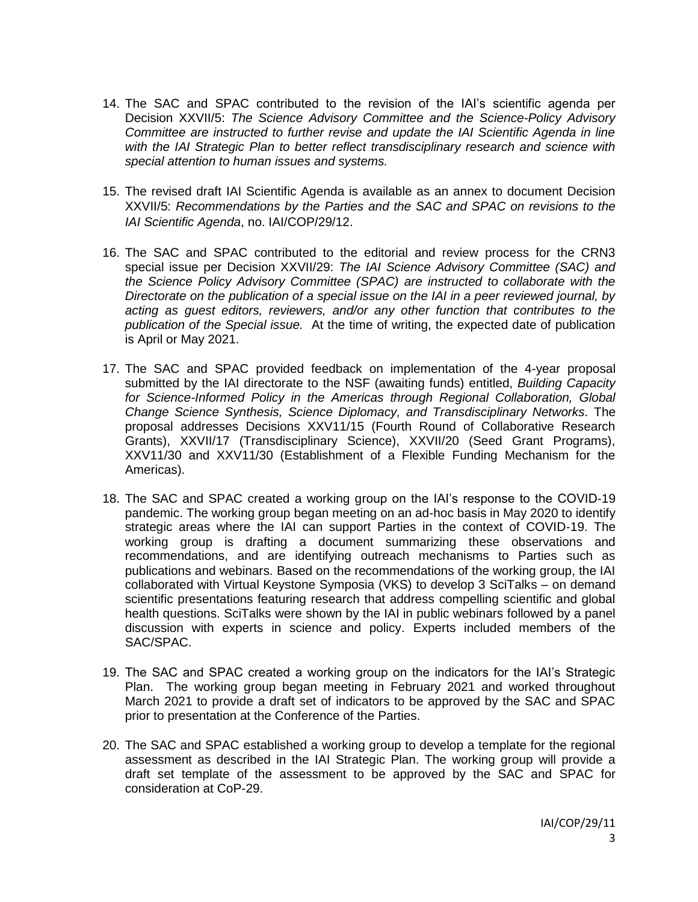14. The SAC and SPAC contributed to the revision of the IAI's scientific agenda per Decision XXVII/5: *The Science Advisory Committee and the Science-Policy Advisory Committee are instructed to further revise and update the IAI Scientific Agenda in line with the IAI Strategic Plan to better reflect transdisciplinary research and science with special attention to human issues and systems.*

15. The revised draft IAI Scientific Agenda is available as an annex to document Decision XXVII/5: *Recommendations by the Parties and the SAC and SPAC on revisions to the IAI Scientific Agenda*, no. IAI/COP/29/12.

16. The SAC and SPAC contributed to the editorial and review process for the CRN3 special issue per Decision XXVII/29: *The IAI Science Advisory Committee (SAC) and the Science Policy Advisory Committee (SPAC) are instructed to collaborate with the Directorate on the publication of a special issue on the IAI in a peer reviewed journal, by acting as guest editors, reviewers, and/or any other function that contributes to the publication of the Special issue.* At the time of writing, the expected date of publication is April or May 2021.

17. The SAC and SPAC provided feedback on implementation of the 4-year proposal submitted by the IAI directorate to the NSF (awaiting funds) entitled, *Building Capacity for Science-Informed Policy in the Americas through Regional Collaboration, Global Change Science Synthesis, Science Diplomacy, and Transdisciplinary Networks.* The proposal addresses Decisions XXV11/15 (Fourth Round of Collaborative Research Grants), XXVII/17 (Transdisciplinary Science), XXVII/20 (Seed Grant Programs), XXV11/30 and XXV11/30 (Establishment of a Flexible Funding Mechanism for the Americas).

18. The SAC and SPAC created a working group on the IAI's response to the COVID-19 pandemic. The working group began meeting on an ad-hoc basis in May 2020 to identify strategic areas where the IAI can support Parties in the context of COVID-19. The working group is drafting a document summarizing these observations and recommendations, and are identifying outreach mechanisms to Parties such as publications and webinars. Based on the recommendations of the working group, the IAI collaborated with Virtual Keystone Symposia (VKS) to develop 3 SciTalks – on demand scientific presentations featuring research that address compelling scientific and global health questions. SciTalks were shown by the IAI in public webinars followed by a panel discussion with experts in science and policy. Experts included members of the SAC/SPAC.

19. The SAC and SPAC created a working group on the indicators for the IAI's Strategic Plan. The working group began meeting in February 2021 and worked throughout March 2021 to provide a draft set of indicators to be approved by the SAC and SPAC prior to presentation at the Conference of the Parties.

20. The SAC and SPAC established a working group to develop a template for the regional assessment as described in the IAI Strategic Plan. The working group will provide a draft set template of the assessment to be approved by the SAC and SPAC for consideration at CoP-29.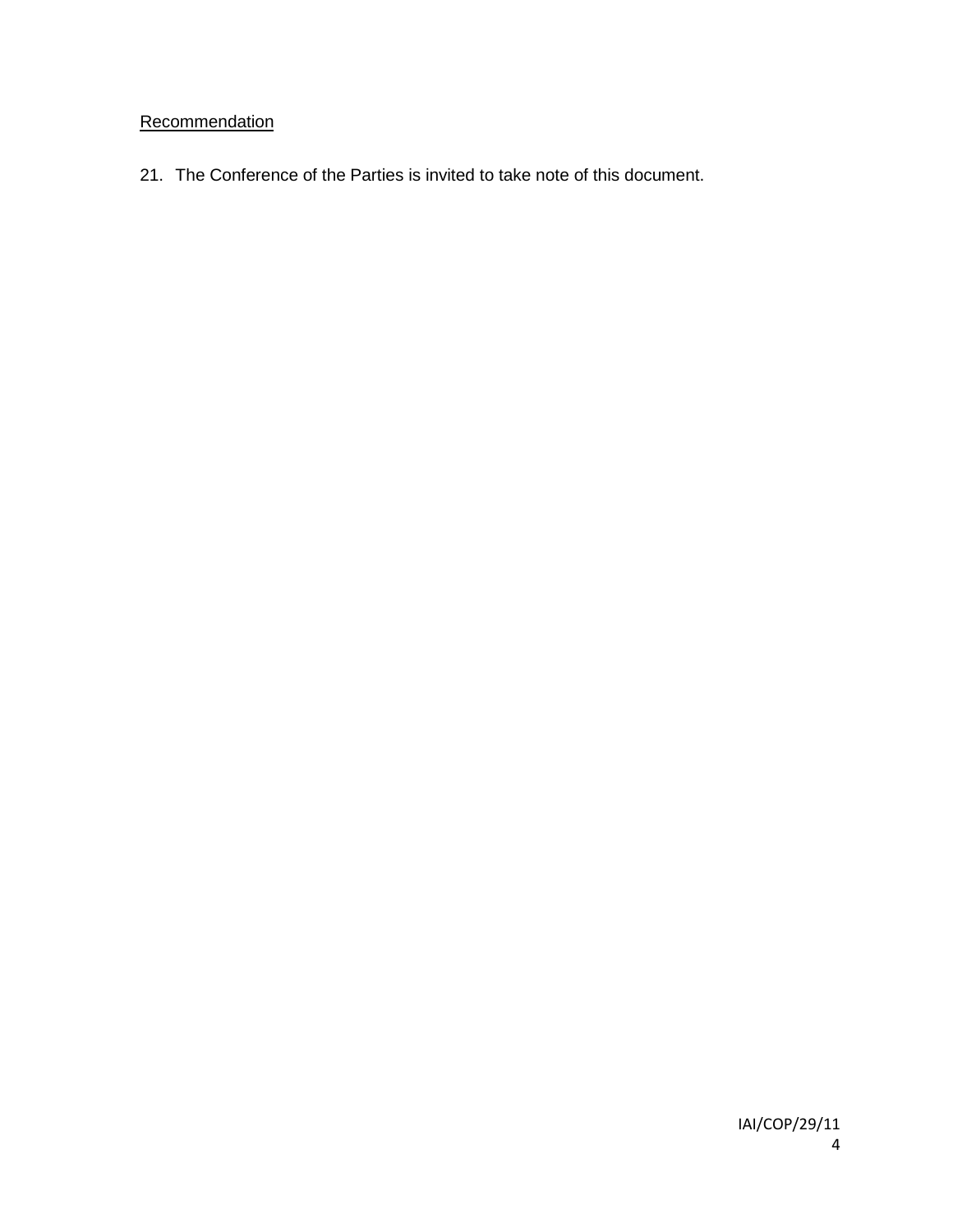Recommendation

21. The Conference of the Parties is invited to take note of this document.